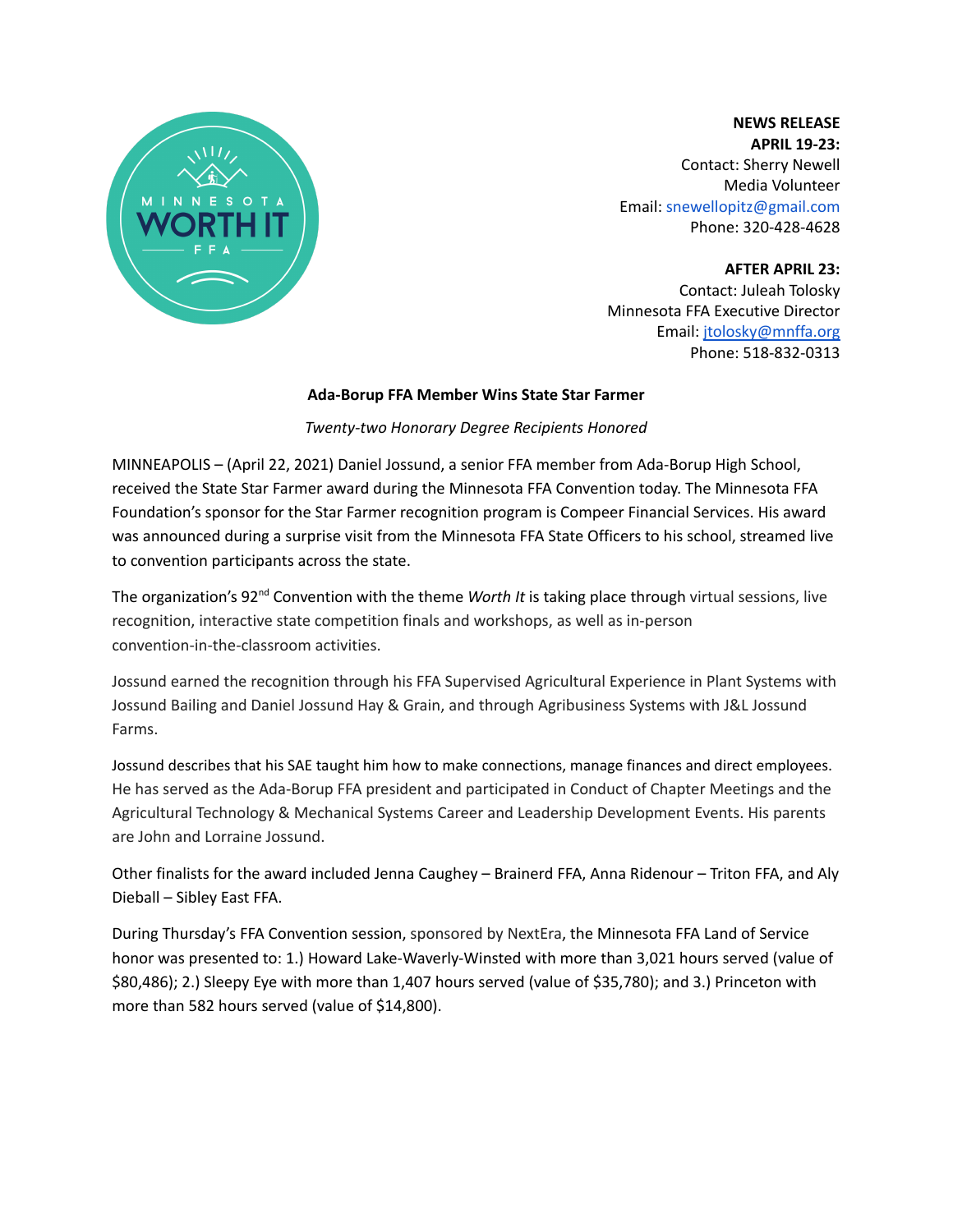**NEWS RELEASE**
**APRIL 19-23:**
Contact: Sherry Newell
Media Volunteer
Email: snewellopitz@gmail.com
Phone: 320-428-4628

**AFTER APRIL 23:**
Contact: Juleah Tolosky
Minnesota FFA Executive Director
Email: jtolosky@mnffa.org
Phone: 518-832-0313

**Ada-Borup FFA Member Wins State Star Farmer**

*Twenty-two Honorary Degree Recipients Honored*

MINNEAPOLIS – (April 22, 2021) Daniel Jossund, a senior FFA member from Ada-Borup High School, received the State Star Farmer award during the Minnesota FFA Convention today. The Minnesota FFA Foundation's sponsor for the Star Farmer recognition program is Compeer Financial Services. His award was announced during a surprise visit from the Minnesota FFA State Officers to his school, streamed live to convention participants across the state.

The organization's 92nd Convention with the theme *Worth It* is taking place through virtual sessions, live recognition, interactive state competition finals and workshops, as well as in-person convention-in-the-classroom activities.

Jossund earned the recognition through his FFA Supervised Agricultural Experience in Plant Systems with Jossund Bailing and Daniel Jossund Hay & Grain, and through Agribusiness Systems with J&L Jossund Farms.

Jossund describes that his SAE taught him how to make connections, manage finances and direct employees. He has served as the Ada-Borup FFA president and participated in Conduct of Chapter Meetings and the Agricultural Technology & Mechanical Systems Career and Leadership Development Events. His parents are John and Lorraine Jossund.

Other finalists for the award included Jenna Caughey – Brainerd FFA, Anna Ridenour – Triton FFA, and Aly Dieball – Sibley East FFA.

During Thursday's FFA Convention session, sponsored by NextEra, the Minnesota FFA Land of Service honor was presented to: 1.) Howard Lake-Waverly-Winsted with more than 3,021 hours served (value of $80,486); 2.) Sleepy Eye with more than 1,407 hours served (value of $35,780); and 3.) Princeton with more than 582 hours served (value of $14,800).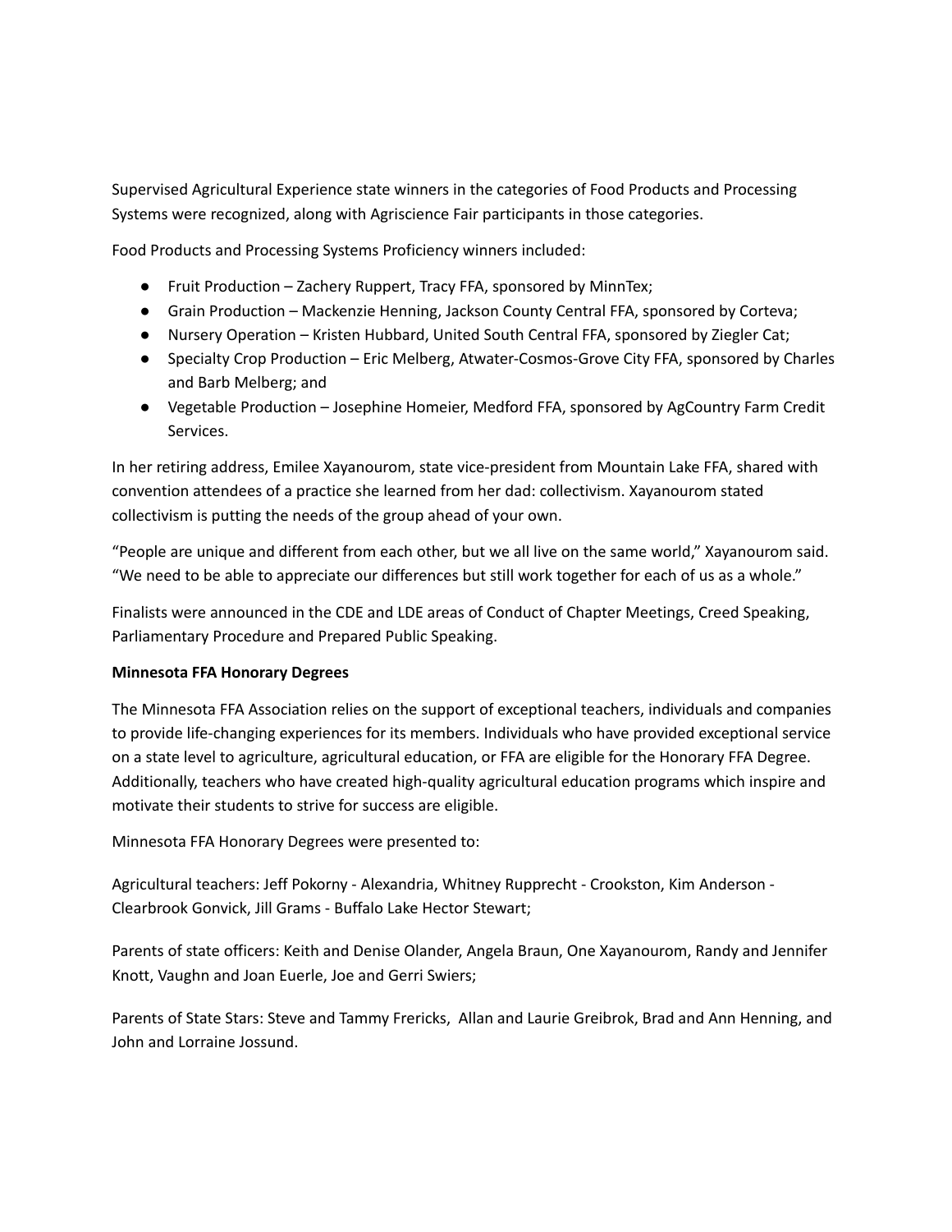Supervised Agricultural Experience state winners in the categories of Food Products and Processing Systems were recognized, along with Agriscience Fair participants in those categories.

Food Products and Processing Systems Proficiency winners included:

- Fruit Production – Zachery Ruppert, Tracy FFA, sponsored by MinnTex;
- Grain Production – Mackenzie Henning, Jackson County Central FFA, sponsored by Corteva;
- Nursery Operation – Kristen Hubbard, United South Central FFA, sponsored by Ziegler Cat;
- Specialty Crop Production – Eric Melberg, Atwater-Cosmos-Grove City FFA, sponsored by Charles and Barb Melberg; and
- Vegetable Production – Josephine Homeier, Medford FFA, sponsored by AgCountry Farm Credit Services.

In her retiring address, Emilee Xayanourom, state vice-president from Mountain Lake FFA, shared with convention attendees of a practice she learned from her dad: collectivism. Xayanourom stated collectivism is putting the needs of the group ahead of your own.

"People are unique and different from each other, but we all live on the same world," Xayanourom said. "We need to be able to appreciate our differences but still work together for each of us as a whole."

Finalists were announced in the CDE and LDE areas of Conduct of Chapter Meetings, Creed Speaking, Parliamentary Procedure and Prepared Public Speaking.

**Minnesota FFA Honorary Degrees**

The Minnesota FFA Association relies on the support of exceptional teachers, individuals and companies to provide life-changing experiences for its members. Individuals who have provided exceptional service on a state level to agriculture, agricultural education, or FFA are eligible for the Honorary FFA Degree. Additionally, teachers who have created high-quality agricultural education programs which inspire and motivate their students to strive for success are eligible.

Minnesota FFA Honorary Degrees were presented to:

Agricultural teachers: Jeff Pokorny - Alexandria, Whitney Rupprecht - Crookston, Kim Anderson - Clearbrook Gonvick, Jill Grams - Buffalo Lake Hector Stewart;

Parents of state officers: Keith and Denise Olander, Angela Braun, One Xayanourom, Randy and Jennifer Knott, Vaughn and Joan Euerle, Joe and Gerri Swiers;

Parents of State Stars: Steve and Tammy Frericks, Allan and Laurie Greibrok, Brad and Ann Henning, and John and Lorraine Jossund.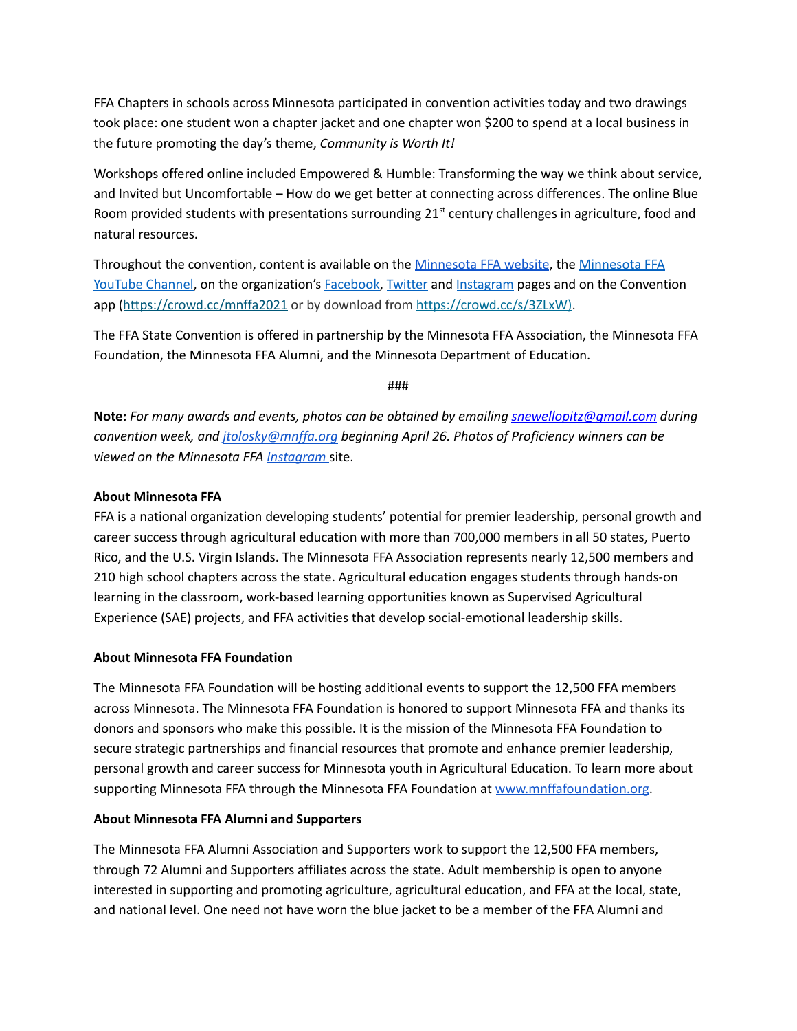FFA Chapters in schools across Minnesota participated in convention activities today and two drawings took place: one student won a chapter jacket and one chapter won $200 to spend at a local business in the future promoting the day's theme, *Community is Worth It!*

Workshops offered online included Empowered & Humble: Transforming the way we think about service, and Invited but Uncomfortable – How do we get better at connecting across differences. The online Blue Room provided students with presentations surrounding 21st century challenges in agriculture, food and natural resources.

Throughout the convention, content is available on the [Minnesota FFA website](), the [Minnesota FFA YouTube Channel](), on the organization's [Facebook](), [Twitter]() and [Instagram]() pages and on the Convention app (https://crowd.cc/mnffa2021 or by download from https://crowd.cc/s/3ZLxW).

The FFA State Convention is offered in partnership by the Minnesota FFA Association, the Minnesota FFA Foundation, the Minnesota FFA Alumni, and the Minnesota Department of Education.

###

**Note:** *For many awards and events, photos can be obtained by emailing snewellopitz@gmail.com during convention week, and jtolosky@mnffa.org beginning April 26. Photos of Proficiency winners can be viewed on the Minnesota FFA [Instagram]() site.*

**About Minnesota FFA**

FFA is a national organization developing students' potential for premier leadership, personal growth and career success through agricultural education with more than 700,000 members in all 50 states, Puerto Rico, and the U.S. Virgin Islands. The Minnesota FFA Association represents nearly 12,500 members and 210 high school chapters across the state. Agricultural education engages students through hands-on learning in the classroom, work-based learning opportunities known as Supervised Agricultural Experience (SAE) projects, and FFA activities that develop social-emotional leadership skills.

**About Minnesota FFA Foundation**

The Minnesota FFA Foundation will be hosting additional events to support the 12,500 FFA members across Minnesota. The Minnesota FFA Foundation is honored to support Minnesota FFA and thanks its donors and sponsors who make this possible. It is the mission of the Minnesota FFA Foundation to secure strategic partnerships and financial resources that promote and enhance premier leadership, personal growth and career success for Minnesota youth in Agricultural Education. To learn more about supporting Minnesota FFA through the Minnesota FFA Foundation at www.mnffafoundation.org.

**About Minnesota FFA Alumni and Supporters**

The Minnesota FFA Alumni Association and Supporters work to support the 12,500 FFA members, through 72 Alumni and Supporters affiliates across the state. Adult membership is open to anyone interested in supporting and promoting agriculture, agricultural education, and FFA at the local, state, and national level. One need not have worn the blue jacket to be a member of the FFA Alumni and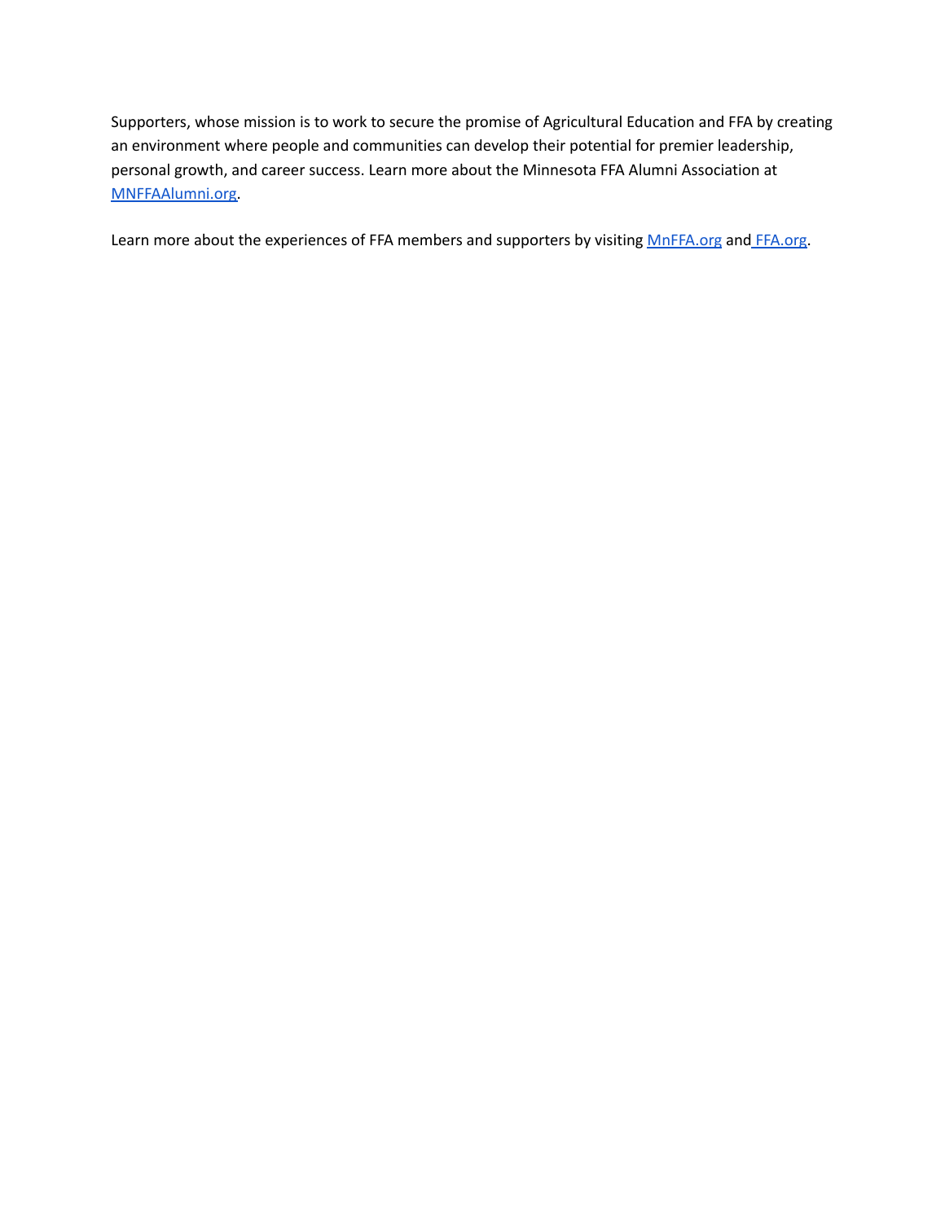Supporters, whose mission is to work to secure the promise of Agricultural Education and FFA by creating an environment where people and communities can develop their potential for premier leadership, personal growth, and career success. Learn more about the Minnesota FFA Alumni Association at MNFFAAlumni.org.

Learn more about the experiences of FFA members and supporters by visiting MnFFA.org and FFA.org.